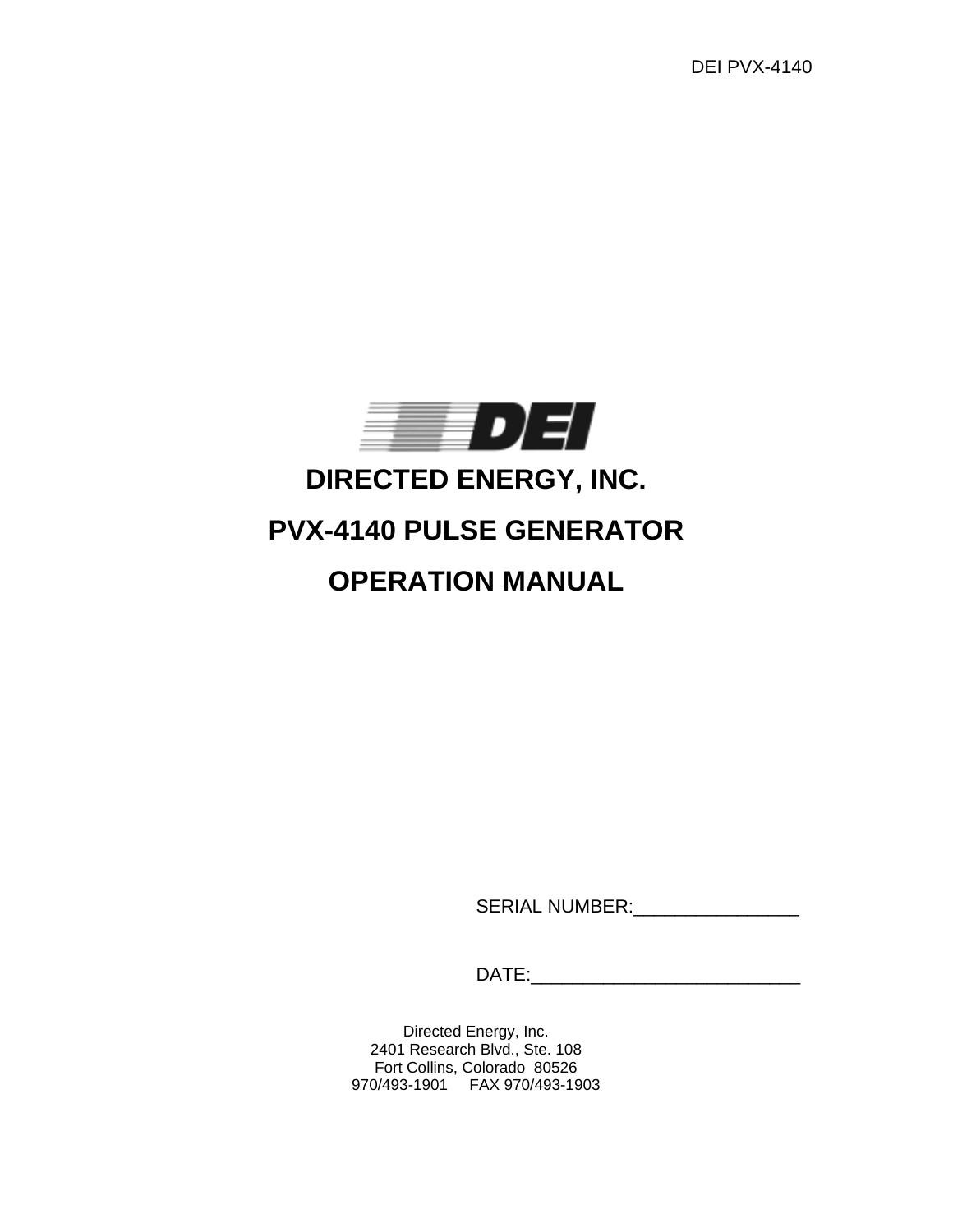DEI PVX-4140

DEI

# DIRECTED ENERGY, INC.

# PVX-4140 PULSE GENERATOR

# OPERATION MANUAL

SERIAL NUMBER:________________

DATE:__________________________

Directed Energy, Inc.
2401 Research Blvd., Ste. 108
Fort Collins, Colorado 80526
970/493-1901 FAX 970/493-1903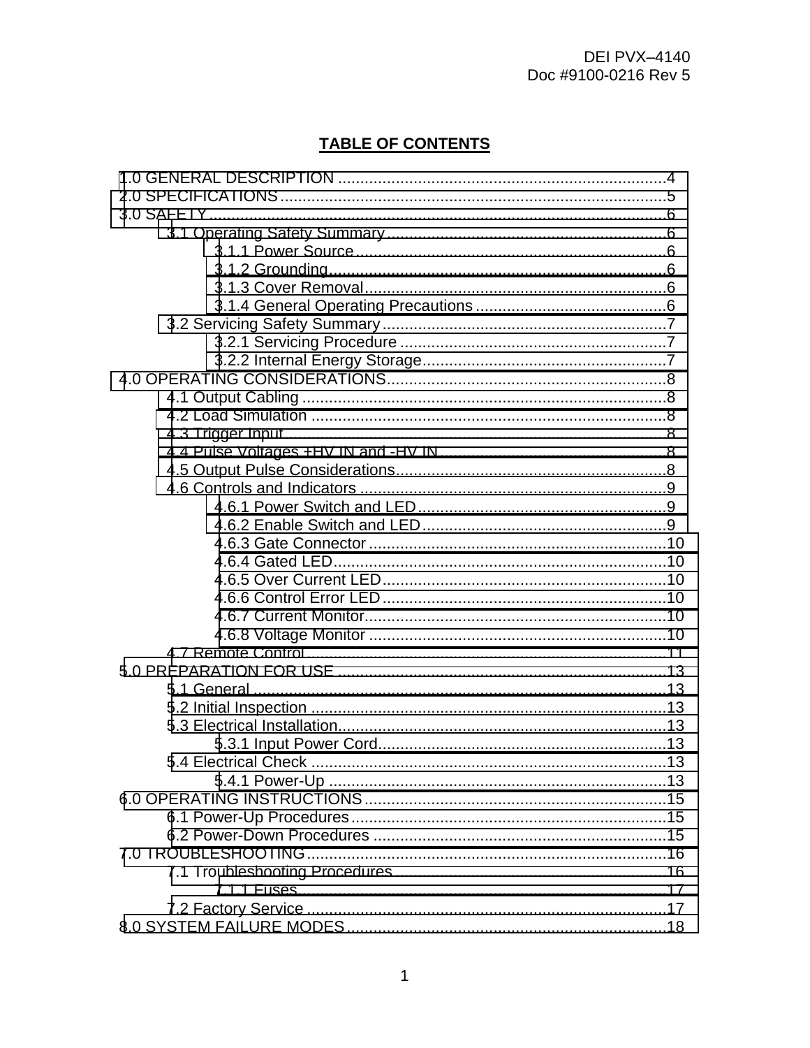## TABLE OF CONTENTS

1.0 GENERAL DESCRIPTION ....................................................................4
2.0 SPECIFICATIONS ....................................................................5
3.0 SAFETY ....................................................................6
- 3.1 Operating Safety Summary ....................................................................6
  - 3.1.1 Power Source ....................................................................6
  - 3.1.2 Grounding ....................................................................6
  - 3.1.3 Cover Removal ....................................................................6
  - 3.1.4 General Operating Precautions ....................................................................6
- 3.2 Servicing Safety Summary ....................................................................7
  - 3.2.1 Servicing Procedure ....................................................................7
  - 3.2.2 Internal Energy Storage ....................................................................7

4.0 OPERATING CONSIDERATIONS ....................................................................8
- 4.1 Output Cabling ....................................................................8
- 4.2 Load Simulation ....................................................................8
- 4.3 Trigger Input ....................................................................8
- 4.4 Pulse Voltages +HV IN and -HV IN ....................................................................8
- 4.5 Output Pulse Considerations ....................................................................8
- 4.6 Controls and Indicators ....................................................................9
  - 4.6.1 Power Switch and LED ....................................................................9
  - 4.6.2 Enable Switch and LED ....................................................................9
  - 4.6.3 Gate Connector ....................................................................10
  - 4.6.4 Gated LED ....................................................................10
  - 4.6.5 Over Current LED ....................................................................10
  - 4.6.6 Control Error LED ....................................................................10
  - 4.6.7 Current Monitor ....................................................................10
  - 4.6.8 Voltage Monitor ....................................................................10
- 4.7 Remote Control ....................................................................11

5.0 PREPARATION FOR USE ....................................................................13
- 5.1 General ....................................................................13
- 5.2 Initial Inspection ....................................................................13
- 5.3 Electrical Installation ....................................................................13
  - 5.3.1 Input Power Cord ....................................................................13
- 5.4 Electrical Check ....................................................................13
  - 5.4.1 Power-Up ....................................................................13

6.0 OPERATING INSTRUCTIONS ....................................................................15
- 6.1 Power-Up Procedures ....................................................................15
- 6.2 Power-Down Procedures ....................................................................15

7.0 TROUBLESHOOTING ....................................................................16
- 7.1 Troubleshooting Procedures ....................................................................16
  - 7.1.1 Fuses ....................................................................17
- 7.2 Factory Service ....................................................................17

8.0 SYSTEM FAILURE MODES ....................................................................18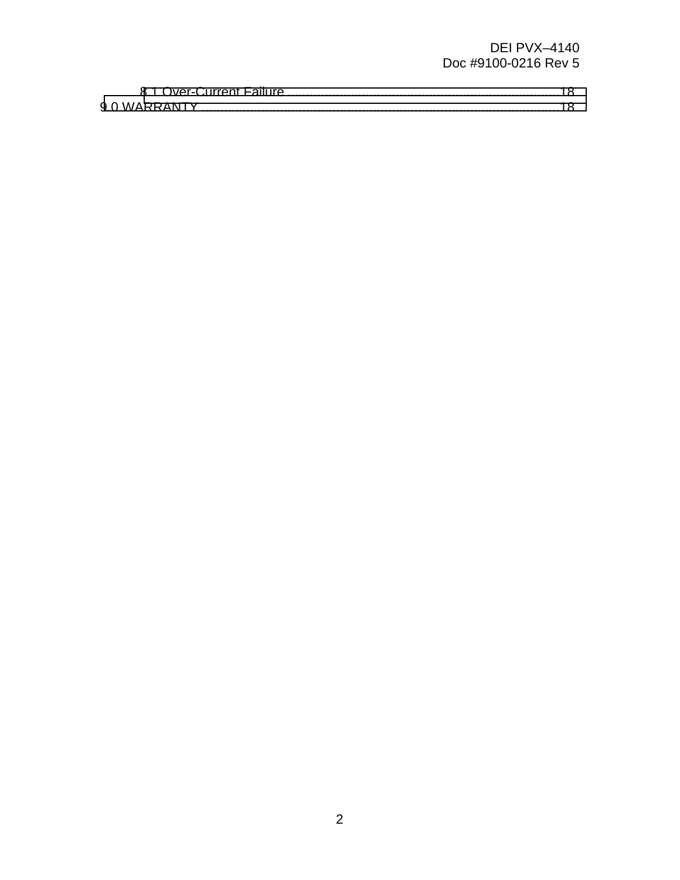8.1 Over-Current Failure ........................................................................ 18

9.0 WARRANTY ........................................................................................ 18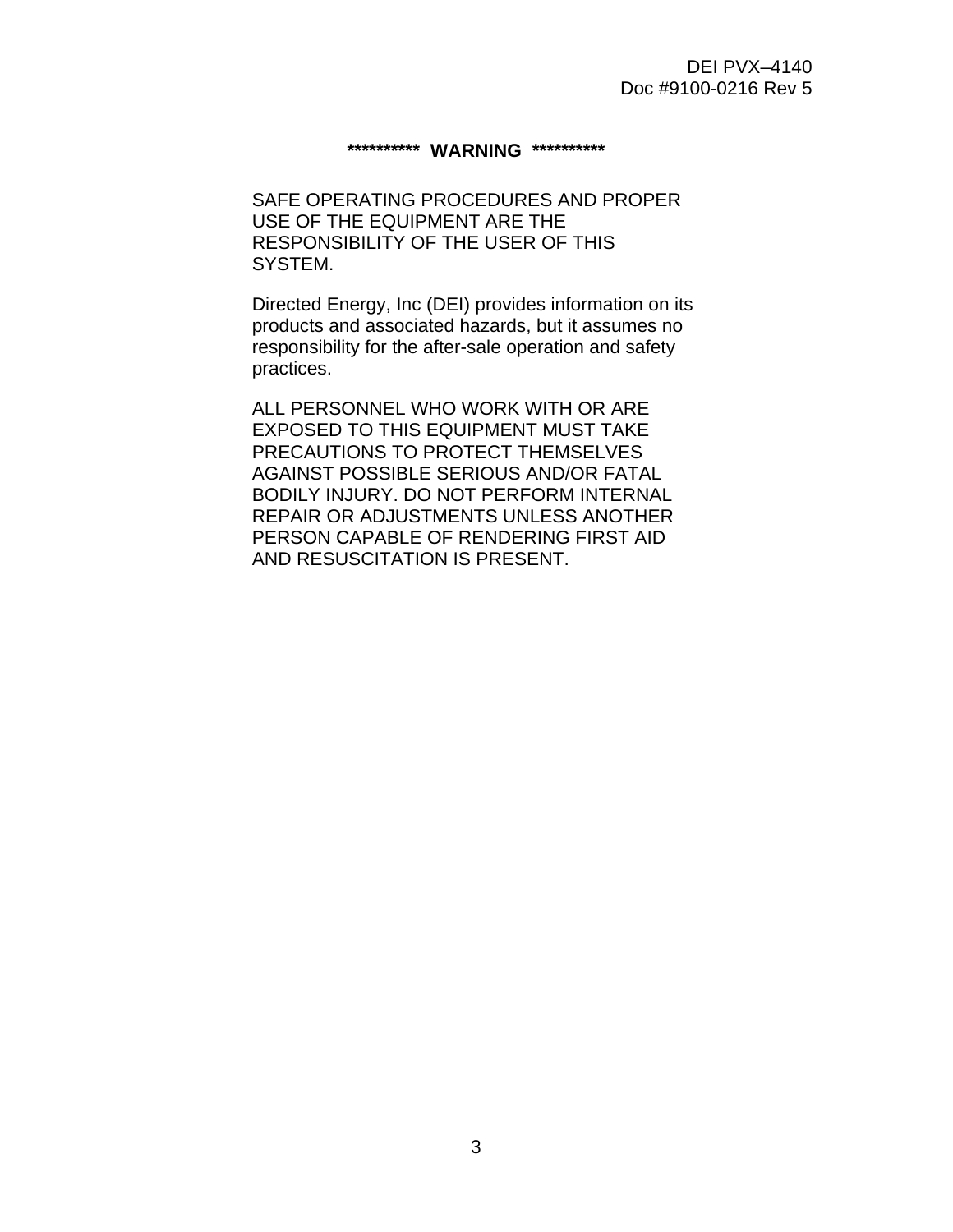**********  **WARNING**  **********

SAFE OPERATING PROCEDURES AND PROPER USE OF THE EQUIPMENT ARE THE RESPONSIBILITY OF THE USER OF THIS SYSTEM.

Directed Energy, Inc (DEI) provides information on its products and associated hazards, but it assumes no responsibility for the after-sale operation and safety practices.

ALL PERSONNEL WHO WORK WITH OR ARE EXPOSED TO THIS EQUIPMENT MUST TAKE PRECAUTIONS TO PROTECT THEMSELVES AGAINST POSSIBLE SERIOUS AND/OR FATAL BODILY INJURY. DO NOT PERFORM INTERNAL REPAIR OR ADJUSTMENTS UNLESS ANOTHER PERSON CAPABLE OF RENDERING FIRST AID AND RESUSCITATION IS PRESENT.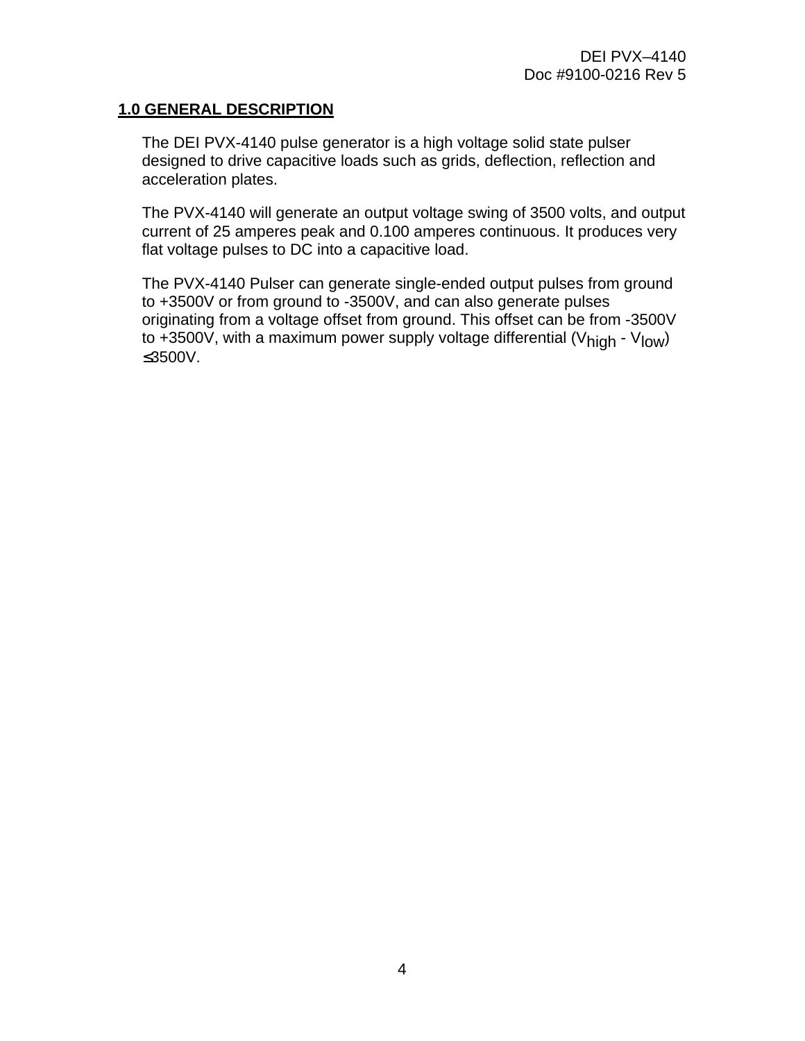## 1.0 GENERAL DESCRIPTION

The DEI PVX-4140 pulse generator is a high voltage solid state pulser designed to drive capacitive loads such as grids, deflection, reflection and acceleration plates.

The PVX-4140 will generate an output voltage swing of 3500 volts, and output current of 25 amperes peak and 0.100 amperes continuous. It produces very flat voltage pulses to DC into a capacitive load.

The PVX-4140 Pulser can generate single-ended output pulses from ground to +3500V or from ground to -3500V, and can also generate pulses originating from a voltage offset from ground. This offset can be from -3500V to +3500V, with a maximum power supply voltage differential ($V_{high}$ - $V_{low}$) ≤3500V.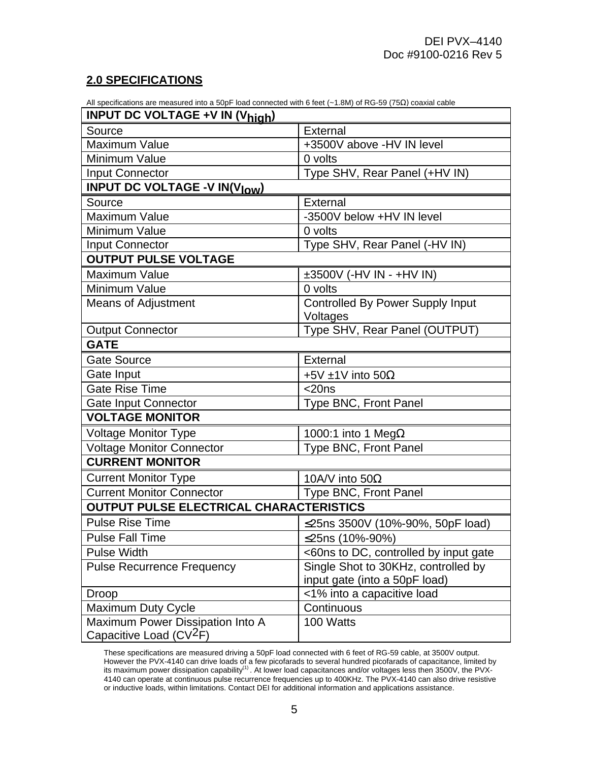## 2.0 SPECIFICATIONS

All specifications are measured into a 50pF load connected with 6 feet (~1.8M) of RG-59 (75Ω) coaxial cable

| INPUT DC VOLTAGE +V IN ($V_{high}$) | |
|---|---|
| Source | External |
| Maximum Value | +3500V above -HV IN level |
| Minimum Value | 0 volts |
| Input Connector | Type SHV, Rear Panel (+HV IN) |
| **INPUT DC VOLTAGE -V IN($V_{low}$)** | |
| Source | External |
| Maximum Value | -3500V below +HV IN level |
| Minimum Value | 0 volts |
| Input Connector | Type SHV, Rear Panel (-HV IN) |
| **OUTPUT PULSE VOLTAGE** | |
| Maximum Value | ±3500V (-HV IN - +HV IN) |
| Minimum Value | 0 volts |
| Means of Adjustment | Controlled By Power Supply Input Voltages |
| Output Connector | Type SHV, Rear Panel (OUTPUT) |
| **GATE** | |
| Gate Source | External |
| Gate Input | +5V ±1V into 50Ω |
| Gate Rise Time | <20ns |
| Gate Input Connector | Type BNC, Front Panel |
| **VOLTAGE MONITOR** | |
| Voltage Monitor Type | 1000:1 into 1 MegΩ |
| Voltage Monitor Connector | Type BNC, Front Panel |
| **CURRENT MONITOR** | |
| Current Monitor Type | 10A/V into 50Ω |
| Current Monitor Connector | Type BNC, Front Panel |
| **OUTPUT PULSE ELECTRICAL CHARACTERISTICS** | |
| Pulse Rise Time | ≤25ns 3500V (10%-90%, 50pF load) |
| Pulse Fall Time | ≤25ns (10%-90%) |
| Pulse Width | <60ns to DC, controlled by input gate |
| Pulse Recurrence Frequency | Single Shot to 30KHz, controlled by input gate (into a 50pF load) |
| Droop | <1% into a capacitive load |
| Maximum Duty Cycle | Continuous |
| Maximum Power Dissipation Into A Capacitive Load ($CV^2F$) | 100 Watts |

These specifications are measured driving a 50pF load connected with 6 feet of RG-59 cable, at 3500V output. However the PVX-4140 can drive loads of a few picofarads to several hundred picofarads of capacitance, limited by its maximum power dissipation capability[(1)]. At lower load capacitances and/or voltages less then 3500V, the PVX-4140 can operate at continuous pulse recurrence frequencies up to 400KHz. The PVX-4140 can also drive resistive or inductive loads, within limitations. Contact DEI for additional information and applications assistance.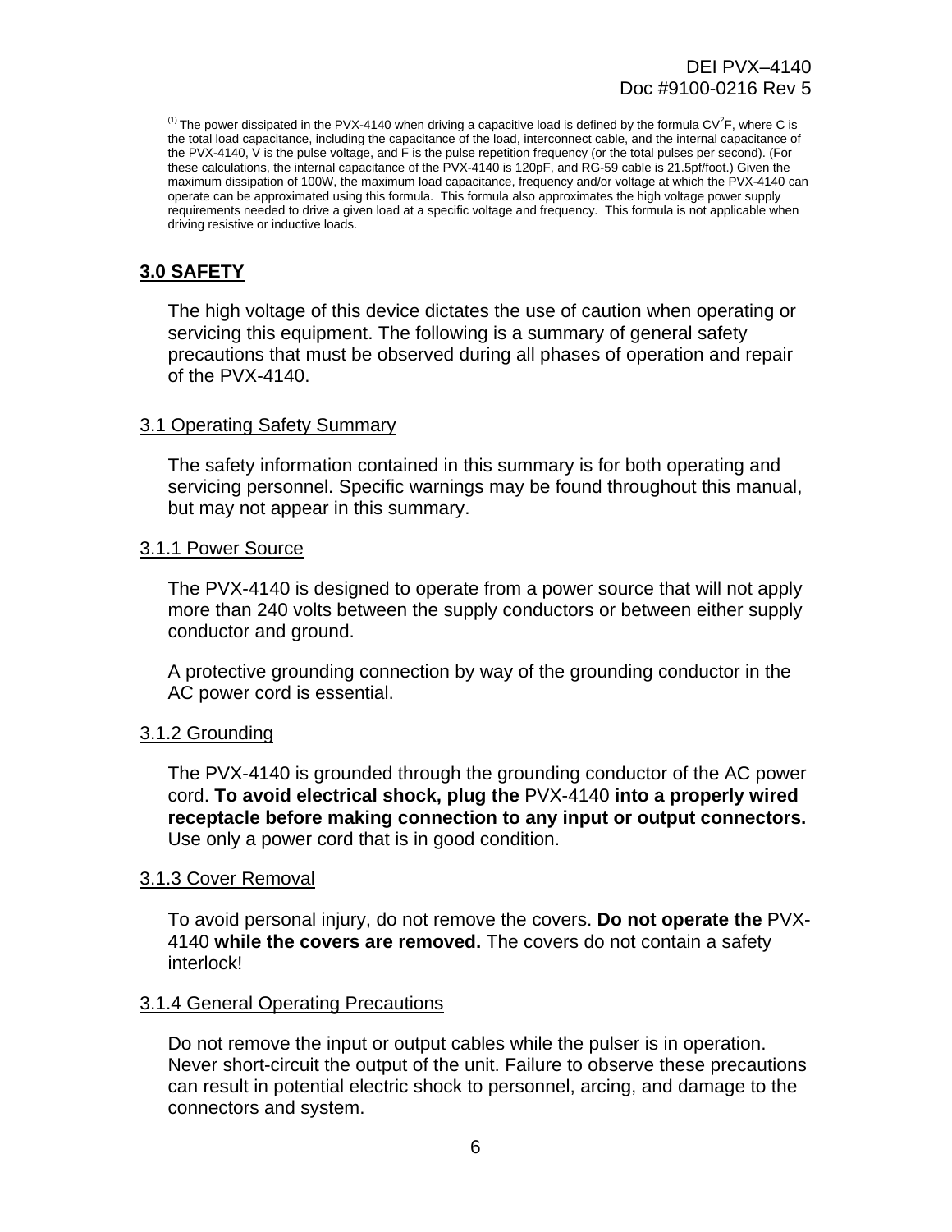[1] The power dissipated in the PVX-4140 when driving a capacitive load is defined by the formula $CV^2F$, where C is the total load capacitance, including the capacitance of the load, interconnect cable, and the internal capacitance of the PVX-4140, V is the pulse voltage, and F is the pulse repetition frequency (or the total pulses per second). (For these calculations, the internal capacitance of the PVX-4140 is 120pF, and RG-59 cable is 21.5pf/foot.) Given the maximum dissipation of 100W, the maximum load capacitance, frequency and/or voltage at which the PVX-4140 can operate can be approximated using this formula. This formula also approximates the high voltage power supply requirements needed to drive a given load at a specific voltage and frequency. This formula is not applicable when driving resistive or inductive loads.

## 3.0 SAFETY

The high voltage of this device dictates the use of caution when operating or servicing this equipment. The following is a summary of general safety precautions that must be observed during all phases of operation and repair of the PVX-4140.

### 3.1 Operating Safety Summary

The safety information contained in this summary is for both operating and servicing personnel. Specific warnings may be found throughout this manual, but may not appear in this summary.

#### 3.1.1 Power Source

The PVX-4140 is designed to operate from a power source that will not apply more than 240 volts between the supply conductors or between either supply conductor and ground.

A protective grounding connection by way of the grounding conductor in the AC power cord is essential.

#### 3.1.2 Grounding

The PVX-4140 is grounded through the grounding conductor of the AC power cord. **To avoid electrical shock, plug the** PVX-4140 **into a properly wired receptacle before making connection to any input or output connectors.** Use only a power cord that is in good condition.

#### 3.1.3 Cover Removal

To avoid personal injury, do not remove the covers. **Do not operate the** PVX-4140 **while the covers are removed.** The covers do not contain a safety interlock!

#### 3.1.4 General Operating Precautions

Do not remove the input or output cables while the pulser is in operation. Never short-circuit the output of the unit. Failure to observe these precautions can result in potential electric shock to personnel, arcing, and damage to the connectors and system.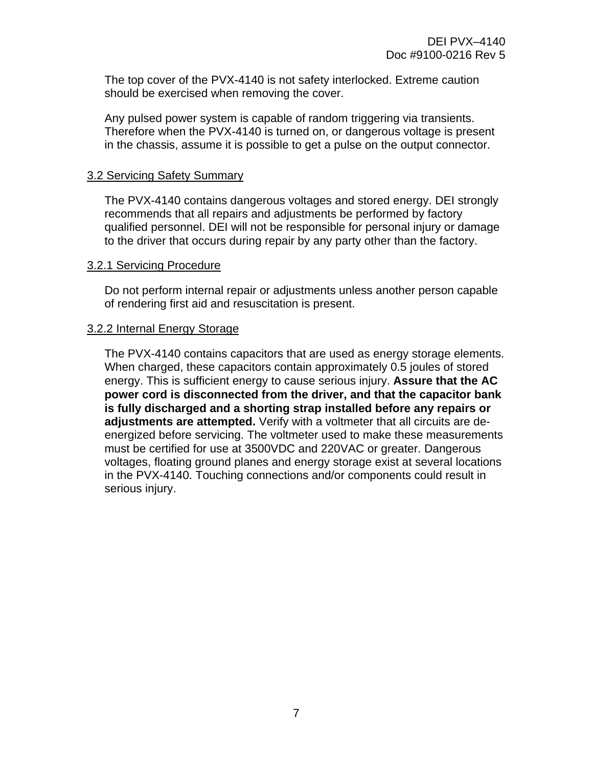The top cover of the PVX-4140 is not safety interlocked. Extreme caution should be exercised when removing the cover.

Any pulsed power system is capable of random triggering via transients. Therefore when the PVX-4140 is turned on, or dangerous voltage is present in the chassis, assume it is possible to get a pulse on the output connector.

## 3.2 Servicing Safety Summary

The PVX-4140 contains dangerous voltages and stored energy. DEI strongly recommends that all repairs and adjustments be performed by factory qualified personnel. DEI will not be responsible for personal injury or damage to the driver that occurs during repair by any party other than the factory.

### 3.2.1 Servicing Procedure

Do not perform internal repair or adjustments unless another person capable of rendering first aid and resuscitation is present.

### 3.2.2 Internal Energy Storage

The PVX-4140 contains capacitors that are used as energy storage elements. When charged, these capacitors contain approximately 0.5 joules of stored energy. This is sufficient energy to cause serious injury. **Assure that the AC power cord is disconnected from the driver, and that the capacitor bank is fully discharged and a shorting strap installed before any repairs or adjustments are attempted.** Verify with a voltmeter that all circuits are de-energized before servicing. The voltmeter used to make these measurements must be certified for use at 3500VDC and 220VAC or greater. Dangerous voltages, floating ground planes and energy storage exist at several locations in the PVX-4140. Touching connections and/or components could result in serious injury.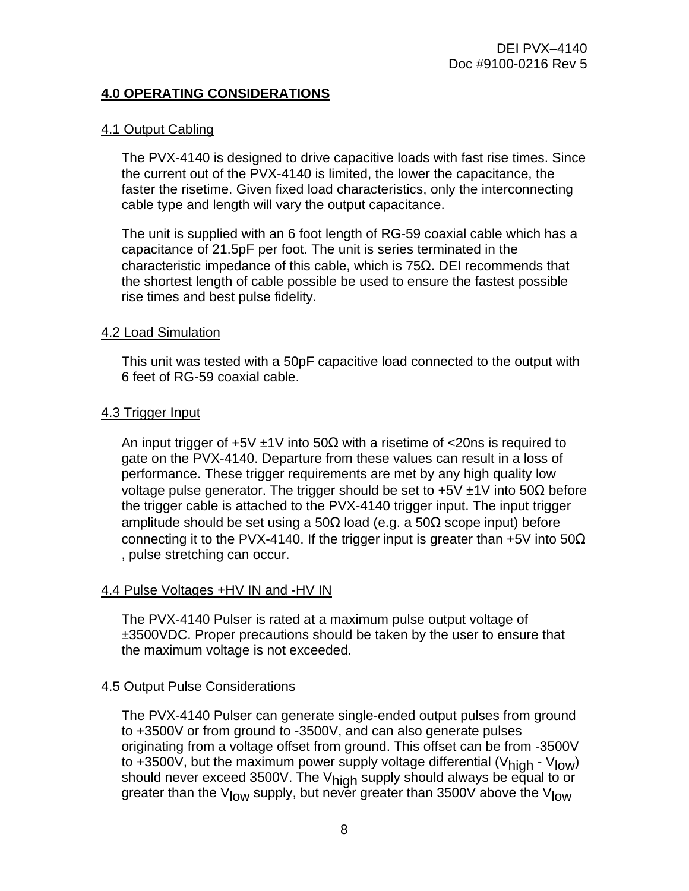## 4.0 OPERATING CONSIDERATIONS

### 4.1 Output Cabling

The PVX-4140 is designed to drive capacitive loads with fast rise times. Since the current out of the PVX-4140 is limited, the lower the capacitance, the faster the risetime. Given fixed load characteristics, only the interconnecting cable type and length will vary the output capacitance.

The unit is supplied with an 6 foot length of RG-59 coaxial cable which has a capacitance of 21.5pF per foot. The unit is series terminated in the characteristic impedance of this cable, which is 75Ω. DEI recommends that the shortest length of cable possible be used to ensure the fastest possible rise times and best pulse fidelity.

### 4.2 Load Simulation

This unit was tested with a 50pF capacitive load connected to the output with 6 feet of RG-59 coaxial cable.

### 4.3 Trigger Input

An input trigger of +5V ±1V into 50Ω with a risetime of <20ns is required to gate on the PVX-4140. Departure from these values can result in a loss of performance. These trigger requirements are met by any high quality low voltage pulse generator. The trigger should be set to +5V ±1V into 50Ω before the trigger cable is attached to the PVX-4140 trigger input. The input trigger amplitude should be set using a 50Ω load (e.g. a 50Ω scope input) before connecting it to the PVX-4140. If the trigger input is greater than +5V into 50Ω , pulse stretching can occur.

### 4.4 Pulse Voltages +HV IN and -HV IN

The PVX-4140 Pulser is rated at a maximum pulse output voltage of ±3500VDC. Proper precautions should be taken by the user to ensure that the maximum voltage is not exceeded.

### 4.5 Output Pulse Considerations

The PVX-4140 Pulser can generate single-ended output pulses from ground to +3500V or from ground to -3500V, and can also generate pulses originating from a voltage offset from ground. This offset can be from -3500V to +3500V, but the maximum power supply voltage differential ($V_{high}$ - $V_{low}$) should never exceed 3500V. The $V_{high}$ supply should always be equal to or greater than the $V_{low}$ supply, but never greater than 3500V above the $V_{low}$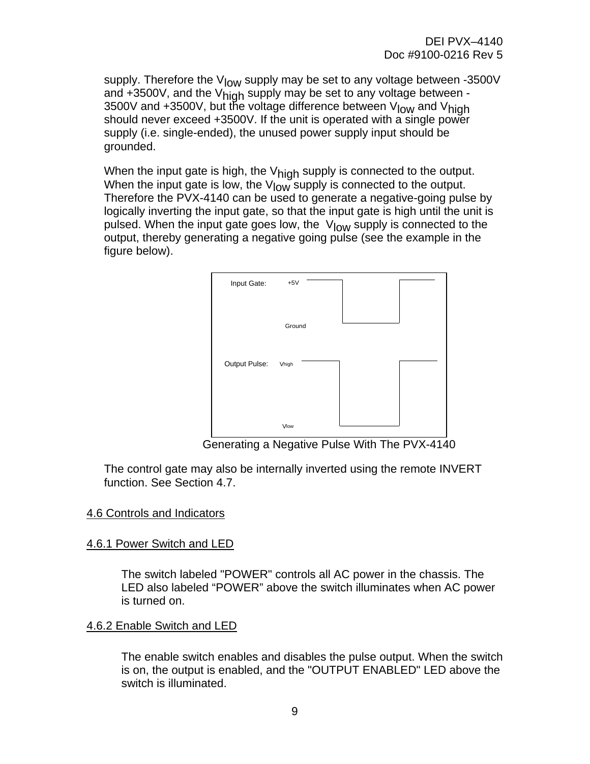supply. Therefore the $V_{low}$ supply may be set to any voltage between -3500V and +3500V, and the $V_{high}$ supply may be set to any voltage between -3500V and +3500V, but the voltage difference between $V_{low}$ and $V_{high}$ should never exceed +3500V. If the unit is operated with a single power supply (i.e. single-ended), the unused power supply input should be grounded.

When the input gate is high, the $V_{high}$ supply is connected to the output. When the input gate is low, the $V_{low}$ supply is connected to the output. Therefore the PVX-4140 can be used to generate a negative-going pulse by logically inverting the input gate, so that the input gate is high until the unit is pulsed. When the input gate goes low, the $V_{low}$ supply is connected to the output, thereby generating a negative going pulse (see the example in the figure below).

Input Gate: +5V Ground

Output Pulse: $V_{high}$ $V_{low}$

Generating a Negative Pulse With The PVX-4140

The control gate may also be internally inverted using the remote INVERT function. See Section 4.7.

## 4.6 Controls and Indicators

### 4.6.1 Power Switch and LED

The switch labeled "POWER" controls all AC power in the chassis. The LED also labeled “POWER” above the switch illuminates when AC power is turned on.

### 4.6.2 Enable Switch and LED

The enable switch enables and disables the pulse output. When the switch is on, the output is enabled, and the "OUTPUT ENABLED" LED above the switch is illuminated.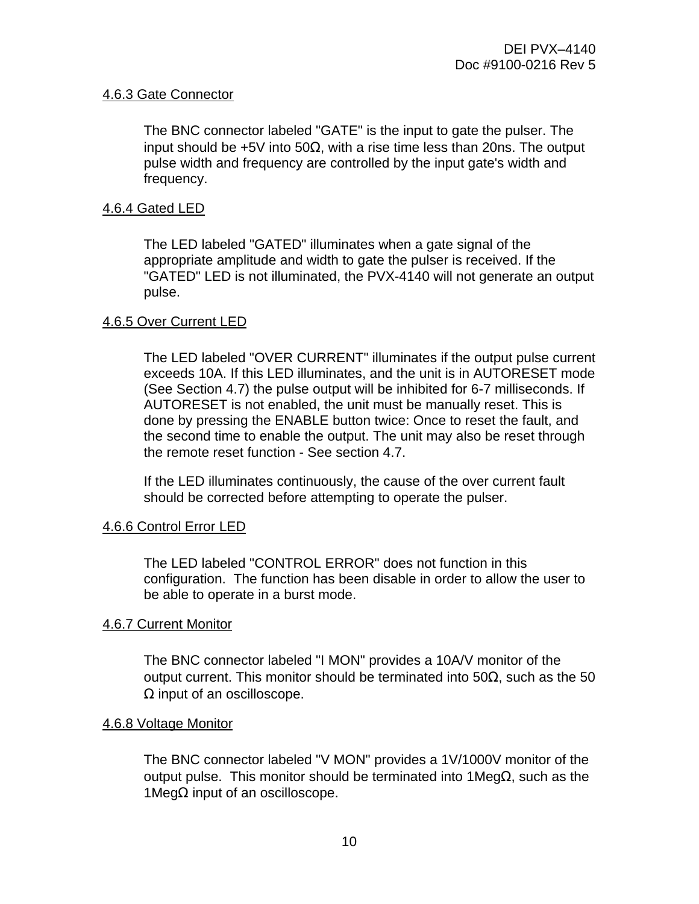#### 4.6.3 Gate Connector

The BNC connector labeled "GATE" is the input to gate the pulser. The input should be +5V into 50Ω, with a rise time less than 20ns. The output pulse width and frequency are controlled by the input gate's width and frequency.

#### 4.6.4 Gated LED

The LED labeled "GATED" illuminates when a gate signal of the appropriate amplitude and width to gate the pulser is received. If the "GATED" LED is not illuminated, the PVX-4140 will not generate an output pulse.

#### 4.6.5 Over Current LED

The LED labeled "OVER CURRENT" illuminates if the output pulse current exceeds 10A. If this LED illuminates, and the unit is in AUTORESET mode (See Section 4.7) the pulse output will be inhibited for 6-7 milliseconds. If AUTORESET is not enabled, the unit must be manually reset. This is done by pressing the ENABLE button twice: Once to reset the fault, and the second time to enable the output. The unit may also be reset through the remote reset function - See section 4.7.

If the LED illuminates continuously, the cause of the over current fault should be corrected before attempting to operate the pulser.

#### 4.6.6 Control Error LED

The LED labeled "CONTROL ERROR" does not function in this configuration. The function has been disable in order to allow the user to be able to operate in a burst mode.

#### 4.6.7 Current Monitor

The BNC connector labeled "I MON" provides a 10A/V monitor of the output current. This monitor should be terminated into 50Ω, such as the 50 Ω input of an oscilloscope.

#### 4.6.8 Voltage Monitor

The BNC connector labeled "V MON" provides a 1V/1000V monitor of the output pulse. This monitor should be terminated into 1MegΩ, such as the 1MegΩ input of an oscilloscope.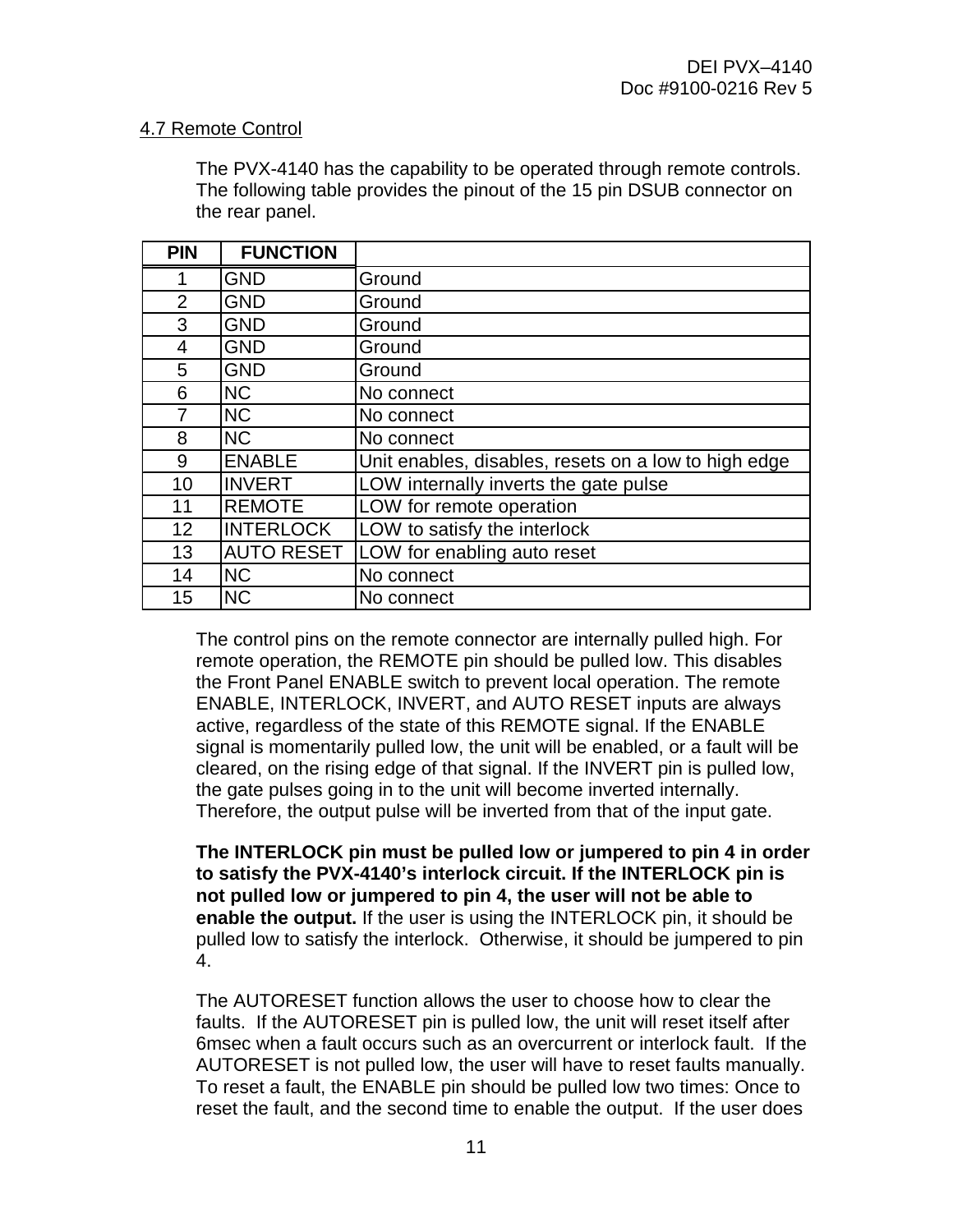## 4.7 Remote Control

The PVX-4140 has the capability to be operated through remote controls. The following table provides the pinout of the 15 pin DSUB connector on the rear panel.

| PIN | FUNCTION | |
|---|---|---|
| 1 | GND | Ground |
| 2 | GND | Ground |
| 3 | GND | Ground |
| 4 | GND | Ground |
| 5 | GND | Ground |
| 6 | NC | No connect |
| 7 | NC | No connect |
| 8 | NC | No connect |
| 9 | ENABLE | Unit enables, disables, resets on a low to high edge |
| 10 | INVERT | LOW internally inverts the gate pulse |
| 11 | REMOTE | LOW for remote operation |
| 12 | INTERLOCK | LOW to satisfy the interlock |
| 13 | AUTO RESET | LOW for enabling auto reset |
| 14 | NC | No connect |
| 15 | NC | No connect |

The control pins on the remote connector are internally pulled high. For remote operation, the REMOTE pin should be pulled low. This disables the Front Panel ENABLE switch to prevent local operation. The remote ENABLE, INTERLOCK, INVERT, and AUTO RESET inputs are always active, regardless of the state of this REMOTE signal. If the ENABLE signal is momentarily pulled low, the unit will be enabled, or a fault will be cleared, on the rising edge of that signal. If the INVERT pin is pulled low, the gate pulses going in to the unit will become inverted internally. Therefore, the output pulse will be inverted from that of the input gate.

**The INTERLOCK pin must be pulled low or jumpered to pin 4 in order to satisfy the PVX-4140's interlock circuit. If the INTERLOCK pin is not pulled low or jumpered to pin 4, the user will not be able to enable the output.** If the user is using the INTERLOCK pin, it should be pulled low to satisfy the interlock. Otherwise, it should be jumpered to pin 4.

The AUTORESET function allows the user to choose how to clear the faults. If the AUTORESET pin is pulled low, the unit will reset itself after 6msec when a fault occurs such as an overcurrent or interlock fault. If the AUTORESET is not pulled low, the user will have to reset faults manually. To reset a fault, the ENABLE pin should be pulled low two times: Once to reset the fault, and the second time to enable the output. If the user does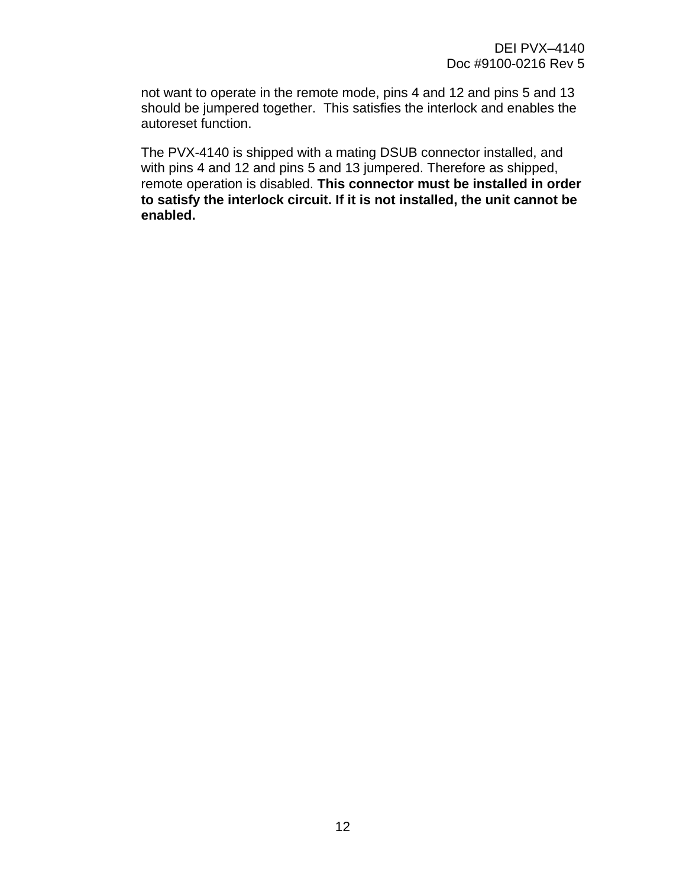not want to operate in the remote mode, pins 4 and 12 and pins 5 and 13 should be jumpered together. This satisfies the interlock and enables the autoreset function.

The PVX-4140 is shipped with a mating DSUB connector installed, and with pins 4 and 12 and pins 5 and 13 jumpered. Therefore as shipped, remote operation is disabled. **This connector must be installed in order to satisfy the interlock circuit. If it is not installed, the unit cannot be enabled.**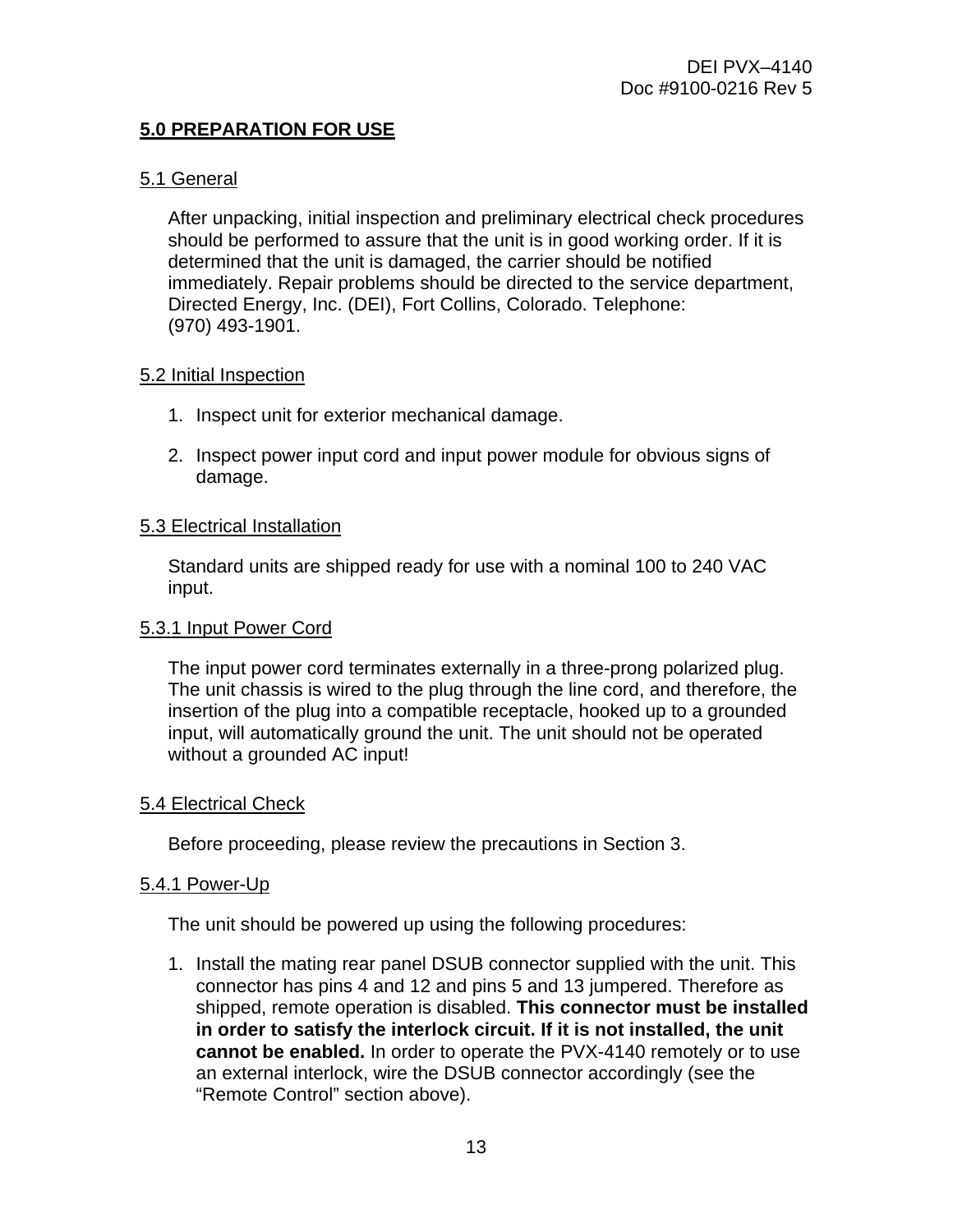## 5.0 PREPARATION FOR USE

### 5.1 General

After unpacking, initial inspection and preliminary electrical check procedures should be performed to assure that the unit is in good working order. If it is determined that the unit is damaged, the carrier should be notified immediately. Repair problems should be directed to the service department, Directed Energy, Inc. (DEI), Fort Collins, Colorado. Telephone: (970) 493-1901.

### 5.2 Initial Inspection

1. Inspect unit for exterior mechanical damage.
2. Inspect power input cord and input power module for obvious signs of damage.

### 5.3 Electrical Installation

Standard units are shipped ready for use with a nominal 100 to 240 VAC input.

#### 5.3.1 Input Power Cord

The input power cord terminates externally in a three-prong polarized plug. The unit chassis is wired to the plug through the line cord, and therefore, the insertion of the plug into a compatible receptacle, hooked up to a grounded input, will automatically ground the unit. The unit should not be operated without a grounded AC input!

### 5.4 Electrical Check

Before proceeding, please review the precautions in Section 3.

#### 5.4.1 Power-Up

The unit should be powered up using the following procedures:

1. Install the mating rear panel DSUB connector supplied with the unit. This connector has pins 4 and 12 and pins 5 and 13 jumpered. Therefore as shipped, remote operation is disabled. **This connector must be installed in order to satisfy the interlock circuit. If it is not installed, the unit cannot be enabled.** In order to operate the PVX-4140 remotely or to use an external interlock, wire the DSUB connector accordingly (see the "Remote Control" section above).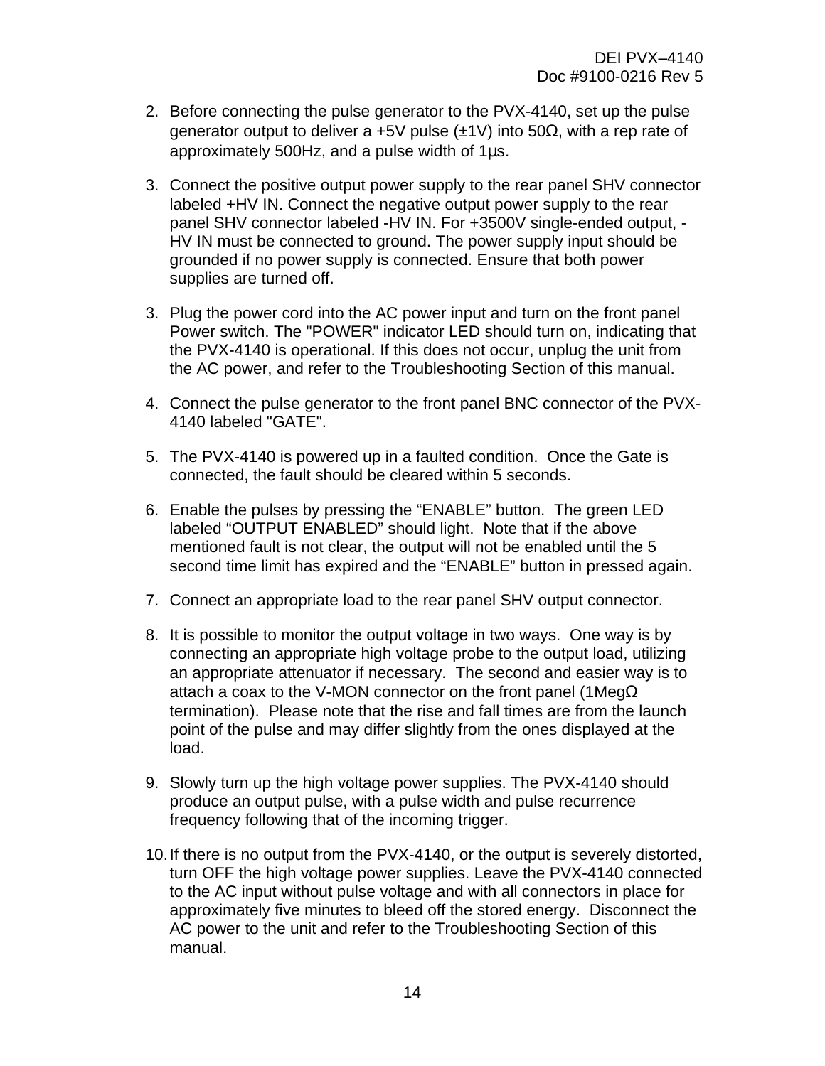2. Before connecting the pulse generator to the PVX-4140, set up the pulse generator output to deliver a +5V pulse (±1V) into 50Ω, with a rep rate of approximately 500Hz, and a pulse width of 1µs.

3. Connect the positive output power supply to the rear panel SHV connector labeled +HV IN. Connect the negative output power supply to the rear panel SHV connector labeled -HV IN. For +3500V single-ended output, -HV IN must be connected to ground. The power supply input should be grounded if no power supply is connected. Ensure that both power supplies are turned off.

3. Plug the power cord into the AC power input and turn on the front panel Power switch. The "POWER" indicator LED should turn on, indicating that the PVX-4140 is operational. If this does not occur, unplug the unit from the AC power, and refer to the Troubleshooting Section of this manual.

4. Connect the pulse generator to the front panel BNC connector of the PVX-4140 labeled "GATE".

5. The PVX-4140 is powered up in a faulted condition. Once the Gate is connected, the fault should be cleared within 5 seconds.

6. Enable the pulses by pressing the “ENABLE” button. The green LED labeled “OUTPUT ENABLED” should light. Note that if the above mentioned fault is not clear, the output will not be enabled until the 5 second time limit has expired and the “ENABLE” button in pressed again.

7. Connect an appropriate load to the rear panel SHV output connector.

8. It is possible to monitor the output voltage in two ways. One way is by connecting an appropriate high voltage probe to the output load, utilizing an appropriate attenuator if necessary. The second and easier way is to attach a coax to the V-MON connector on the front panel (1MegΩ termination). Please note that the rise and fall times are from the launch point of the pulse and may differ slightly from the ones displayed at the load.

9. Slowly turn up the high voltage power supplies. The PVX-4140 should produce an output pulse, with a pulse width and pulse recurrence frequency following that of the incoming trigger.

10. If there is no output from the PVX-4140, or the output is severely distorted, turn OFF the high voltage power supplies. Leave the PVX-4140 connected to the AC input without pulse voltage and with all connectors in place for approximately five minutes to bleed off the stored energy. Disconnect the AC power to the unit and refer to the Troubleshooting Section of this manual.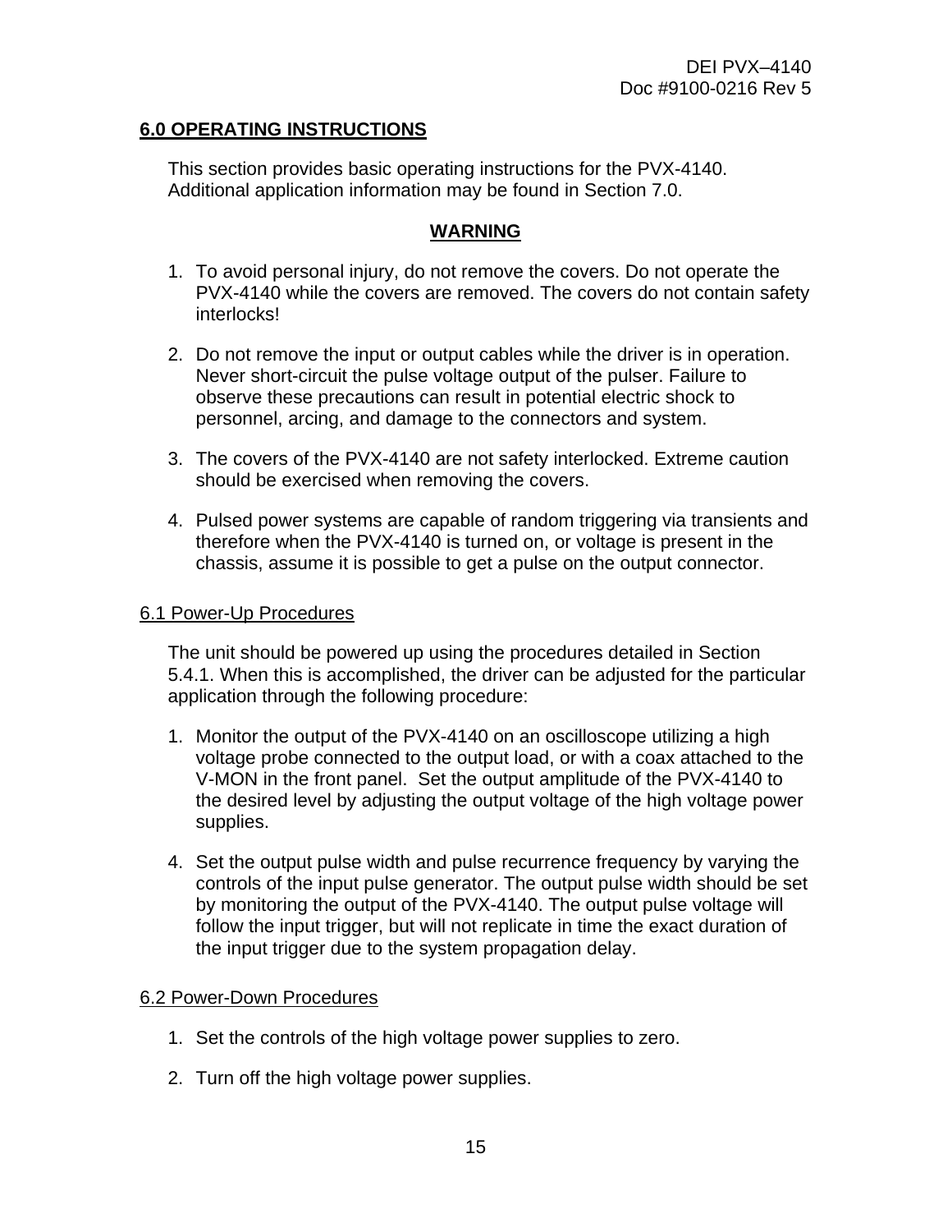## 6.0 OPERATING INSTRUCTIONS

This section provides basic operating instructions for the PVX-4140. Additional application information may be found in Section 7.0.

**WARNING**

1. To avoid personal injury, do not remove the covers. Do not operate the PVX-4140 while the covers are removed. The covers do not contain safety interlocks!

2. Do not remove the input or output cables while the driver is in operation. Never short-circuit the pulse voltage output of the pulser. Failure to observe these precautions can result in potential electric shock to personnel, arcing, and damage to the connectors and system.

3. The covers of the PVX-4140 are not safety interlocked. Extreme caution should be exercised when removing the covers.

4. Pulsed power systems are capable of random triggering via transients and therefore when the PVX-4140 is turned on, or voltage is present in the chassis, assume it is possible to get a pulse on the output connector.

### 6.1 Power-Up Procedures

The unit should be powered up using the procedures detailed in Section 5.4.1. When this is accomplished, the driver can be adjusted for the particular application through the following procedure:

1. Monitor the output of the PVX-4140 on an oscilloscope utilizing a high voltage probe connected to the output load, or with a coax attached to the V-MON in the front panel. Set the output amplitude of the PVX-4140 to the desired level by adjusting the output voltage of the high voltage power supplies.

4. Set the output pulse width and pulse recurrence frequency by varying the controls of the input pulse generator. The output pulse width should be set by monitoring the output of the PVX-4140. The output pulse voltage will follow the input trigger, but will not replicate in time the exact duration of the input trigger due to the system propagation delay.

### 6.2 Power-Down Procedures

1. Set the controls of the high voltage power supplies to zero.

2. Turn off the high voltage power supplies.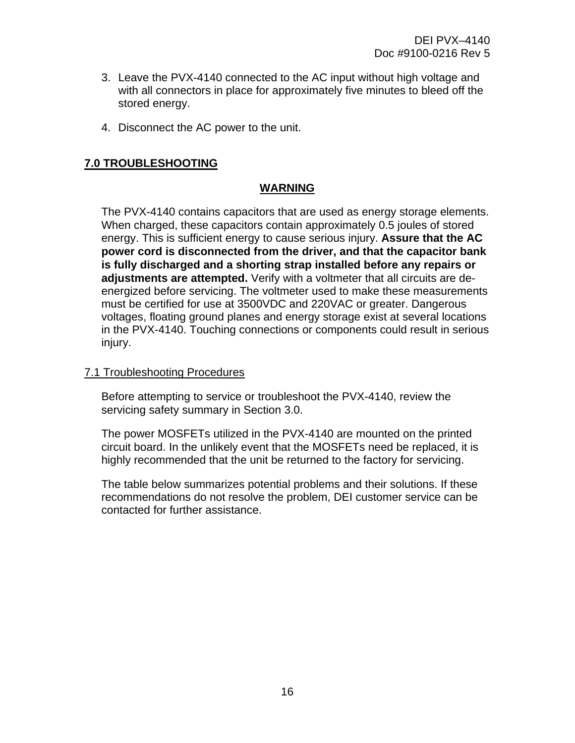3. Leave the PVX-4140 connected to the AC input without high voltage and with all connectors in place for approximately five minutes to bleed off the stored energy.

4. Disconnect the AC power to the unit.

## 7.0 TROUBLESHOOTING

**WARNING**

The PVX-4140 contains capacitors that are used as energy storage elements. When charged, these capacitors contain approximately 0.5 joules of stored energy. This is sufficient energy to cause serious injury. **Assure that the AC power cord is disconnected from the driver, and that the capacitor bank is fully discharged and a shorting strap installed before any repairs or adjustments are attempted.** Verify with a voltmeter that all circuits are de-energized before servicing. The voltmeter used to make these measurements must be certified for use at 3500VDC and 220VAC or greater. Dangerous voltages, floating ground planes and energy storage exist at several locations in the PVX-4140. Touching connections or components could result in serious injury.

### 7.1 Troubleshooting Procedures

Before attempting to service or troubleshoot the PVX-4140, review the servicing safety summary in Section 3.0.

The power MOSFETs utilized in the PVX-4140 are mounted on the printed circuit board. In the unlikely event that the MOSFETs need be replaced, it is highly recommended that the unit be returned to the factory for servicing.

The table below summarizes potential problems and their solutions. If these recommendations do not resolve the problem, DEI customer service can be contacted for further assistance.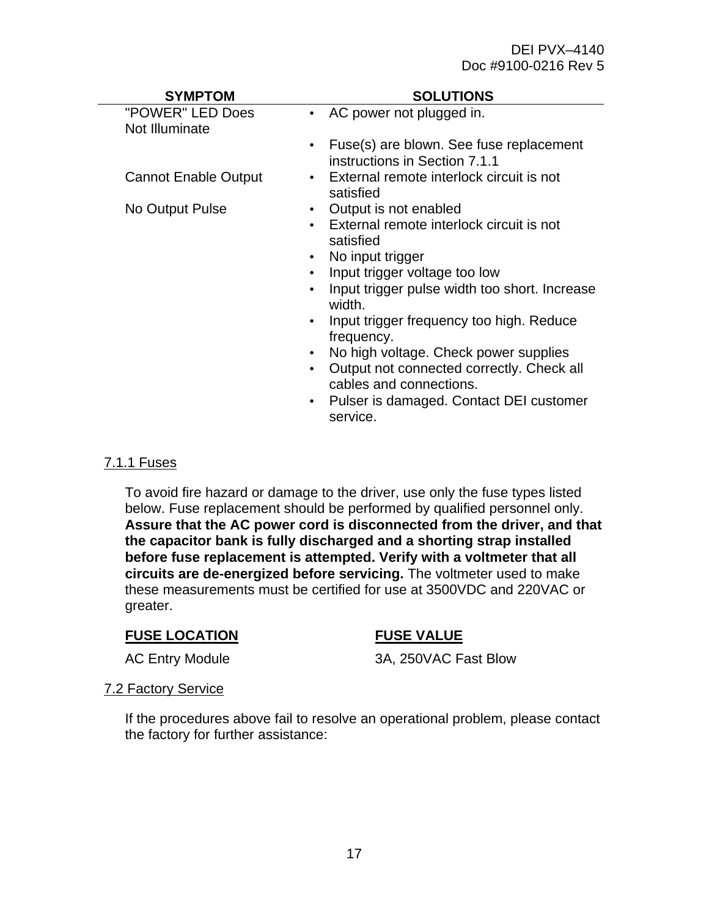| SYMPTOM | SOLUTIONS |
|---|---|
| "POWER" LED Does Not Illuminate | • AC power not plugged in.<br>• Fuse(s) are blown. See fuse replacement instructions in Section 7.1.1 |
| Cannot Enable Output | • External remote interlock circuit is not satisfied |
| No Output Pulse | • Output is not enabled<br>• External remote interlock circuit is not satisfied<br>• No input trigger<br>• Input trigger voltage too low<br>• Input trigger pulse width too short. Increase width.<br>• Input trigger frequency too high. Reduce frequency.<br>• No high voltage. Check power supplies<br>• Output not connected correctly. Check all cables and connections.<br>• Pulser is damaged. Contact DEI customer service. |

### 7.1.1 Fuses

To avoid fire hazard or damage to the driver, use only the fuse types listed below. Fuse replacement should be performed by qualified personnel only. **Assure that the AC power cord is disconnected from the driver, and that the capacitor bank is fully discharged and a shorting strap installed before fuse replacement is attempted. Verify with a voltmeter that all circuits are de-energized before servicing.** The voltmeter used to make these measurements must be certified for use at 3500VDC and 220VAC or greater.

| FUSE LOCATION | FUSE VALUE |
|---|---|
| AC Entry Module | 3A, 250VAC Fast Blow |

### 7.2 Factory Service

If the procedures above fail to resolve an operational problem, please contact the factory for further assistance: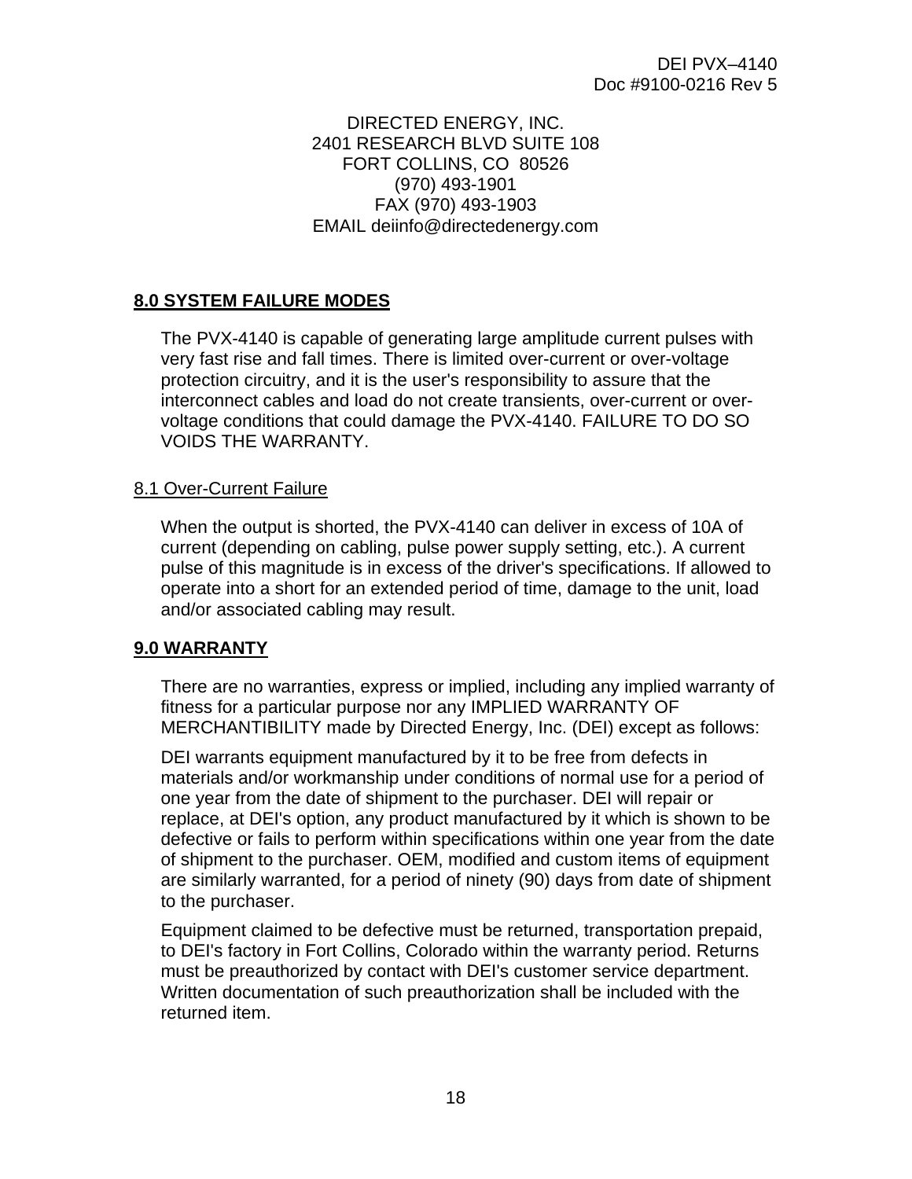DIRECTED ENERGY, INC.
2401 RESEARCH BLVD SUITE 108
FORT COLLINS, CO 80526
(970) 493-1901
FAX (970) 493-1903
EMAIL deiinfo@directedenergy.com

## 8.0 SYSTEM FAILURE MODES

The PVX-4140 is capable of generating large amplitude current pulses with very fast rise and fall times. There is limited over-current or over-voltage protection circuitry, and it is the user's responsibility to assure that the interconnect cables and load do not create transients, over-current or over-voltage conditions that could damage the PVX-4140. FAILURE TO DO SO VOIDS THE WARRANTY.

### 8.1 Over-Current Failure

When the output is shorted, the PVX-4140 can deliver in excess of 10A of current (depending on cabling, pulse power supply setting, etc.). A current pulse of this magnitude is in excess of the driver's specifications. If allowed to operate into a short for an extended period of time, damage to the unit, load and/or associated cabling may result.

## 9.0 WARRANTY

There are no warranties, express or implied, including any implied warranty of fitness for a particular purpose nor any IMPLIED WARRANTY OF MERCHANTIBILITY made by Directed Energy, Inc. (DEI) except as follows:

DEI warrants equipment manufactured by it to be free from defects in materials and/or workmanship under conditions of normal use for a period of one year from the date of shipment to the purchaser. DEI will repair or replace, at DEI's option, any product manufactured by it which is shown to be defective or fails to perform within specifications within one year from the date of shipment to the purchaser. OEM, modified and custom items of equipment are similarly warranted, for a period of ninety (90) days from date of shipment to the purchaser.

Equipment claimed to be defective must be returned, transportation prepaid, to DEI's factory in Fort Collins, Colorado within the warranty period. Returns must be preauthorized by contact with DEI's customer service department. Written documentation of such preauthorization shall be included with the returned item.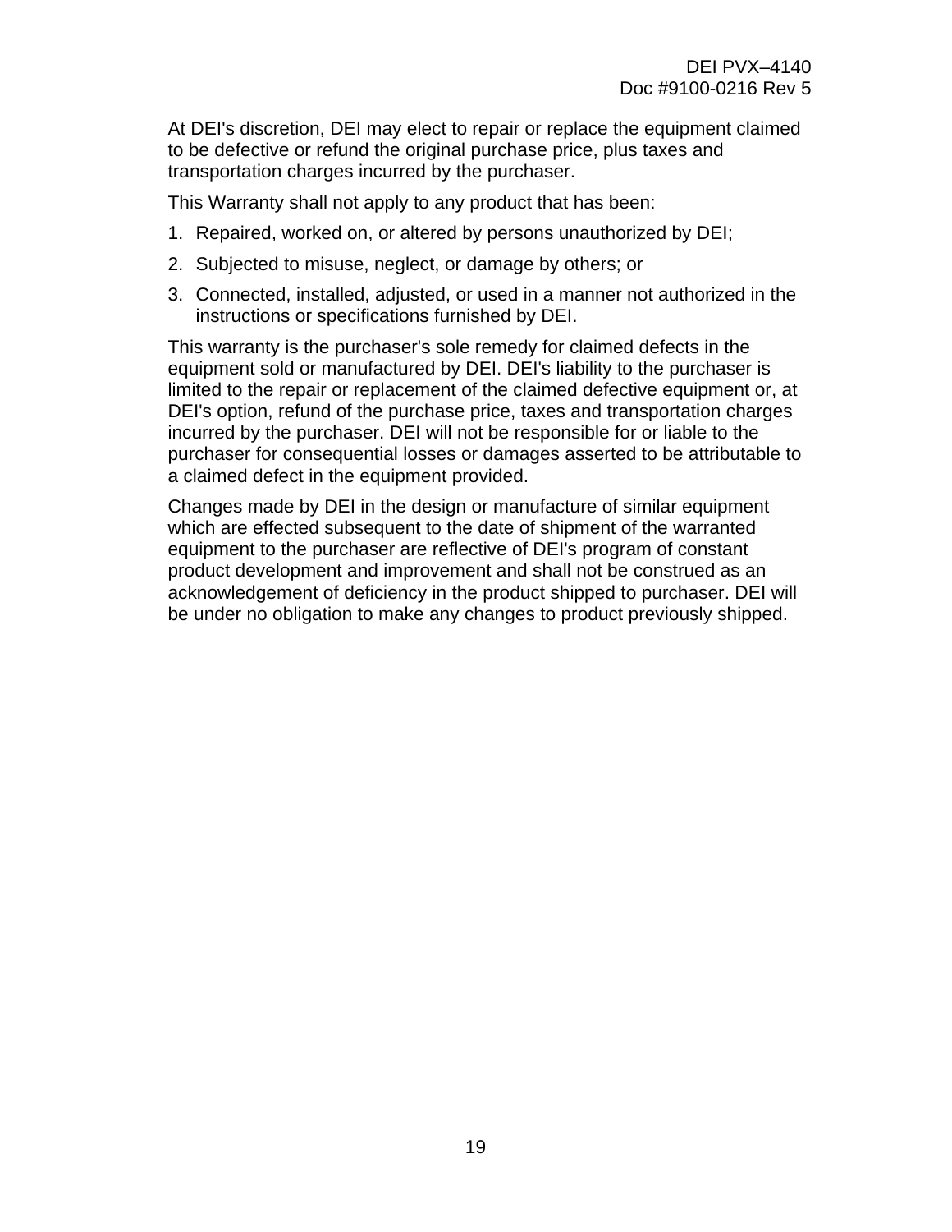At DEI's discretion, DEI may elect to repair or replace the equipment claimed to be defective or refund the original purchase price, plus taxes and transportation charges incurred by the purchaser.

This Warranty shall not apply to any product that has been:

1. Repaired, worked on, or altered by persons unauthorized by DEI;
2. Subjected to misuse, neglect, or damage by others; or
3. Connected, installed, adjusted, or used in a manner not authorized in the instructions or specifications furnished by DEI.

This warranty is the purchaser's sole remedy for claimed defects in the equipment sold or manufactured by DEI. DEI's liability to the purchaser is limited to the repair or replacement of the claimed defective equipment or, at DEI's option, refund of the purchase price, taxes and transportation charges incurred by the purchaser. DEI will not be responsible for or liable to the purchaser for consequential losses or damages asserted to be attributable to a claimed defect in the equipment provided.

Changes made by DEI in the design or manufacture of similar equipment which are effected subsequent to the date of shipment of the warranted equipment to the purchaser are reflective of DEI's program of constant product development and improvement and shall not be construed as an acknowledgement of deficiency in the product shipped to purchaser. DEI will be under no obligation to make any changes to product previously shipped.